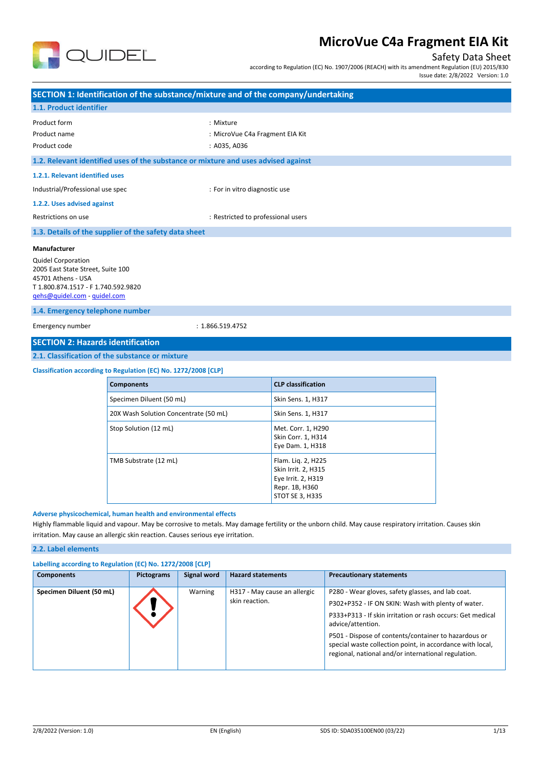# MicroVue C4a Fragment EIA Kit

Safety Data Sheet

according to Regulation (EC) No. 1907/2006 (REACH) with its amendment Regulation (EU) 2015/830

Issue date: 2/8/2022 Version: 1.0

## SECTION 1: Identification of the substance/mixture and of the company/undertaking

### 1.1. Product identifier

| | |
|---|---|
| Product form | : Mixture |
| Product name | : MicroVue C4a Fragment EIA Kit |
| Product code | : A035, A036 |

### 1.2. Relevant identified uses of the substance or mixture and uses advised against

#### 1.2.1. Relevant identified uses

| | |
|---|---|
| Industrial/Professional use spec | : For in vitro diagnostic use |

#### 1.2.2. Uses advised against

| | |
|---|---|
| Restrictions on use | : Restricted to professional users |

### 1.3. Details of the supplier of the safety data sheet

**Manufacturer**

Quidel Corporation
2005 East State Street, Suite 100
45701 Athens - USA
T 1.800.874.1517 - F 1.740.592.9820
qehs@quidel.com - quidel.com

### 1.4. Emergency telephone number

| | |
|---|---|
| Emergency number | : 1.866.519.4752 |

## SECTION 2: Hazards identification

### 2.1. Classification of the substance or mixture

#### Classification according to Regulation (EC) No. 1272/2008 [CLP]

| Components | CLP classification |
|---|---|
| Specimen Diluent (50 mL) | Skin Sens. 1, H317 |
| 20X Wash Solution Concentrate (50 mL) | Skin Sens. 1, H317 |
| Stop Solution (12 mL) | Met. Corr. 1, H290<br>Skin Corr. 1, H314<br>Eye Dam. 1, H318 |
| TMB Substrate (12 mL) | Flam. Liq. 2, H225<br>Skin Irrit. 2, H315<br>Eye Irrit. 2, H319<br>Repr. 1B, H360<br>STOT SE 3, H335 |

#### Adverse physicochemical, human health and environmental effects

Highly flammable liquid and vapour. May be corrosive to metals. May damage fertility or the unborn child. May cause respiratory irritation. Causes skin irritation. May cause an allergic skin reaction. Causes serious eye irritation.

### 2.2. Label elements

#### Labelling according to Regulation (EC) No. 1272/2008 [CLP]

| Components | Pictograms | Signal word | Hazard statements | Precautionary statements |
|---|---|---|---|---|
| Specimen Diluent (50 mL) | | Warning | H317 - May cause an allergic skin reaction. | P280 - Wear gloves, safety glasses, and lab coat.<br>P302+P352 - IF ON SKIN: Wash with plenty of water.<br>P333+P313 - If skin irritation or rash occurs: Get medical advice/attention.<br>P501 - Dispose of contents/container to hazardous or special waste collection point, in accordance with local, regional, national and/or international regulation. |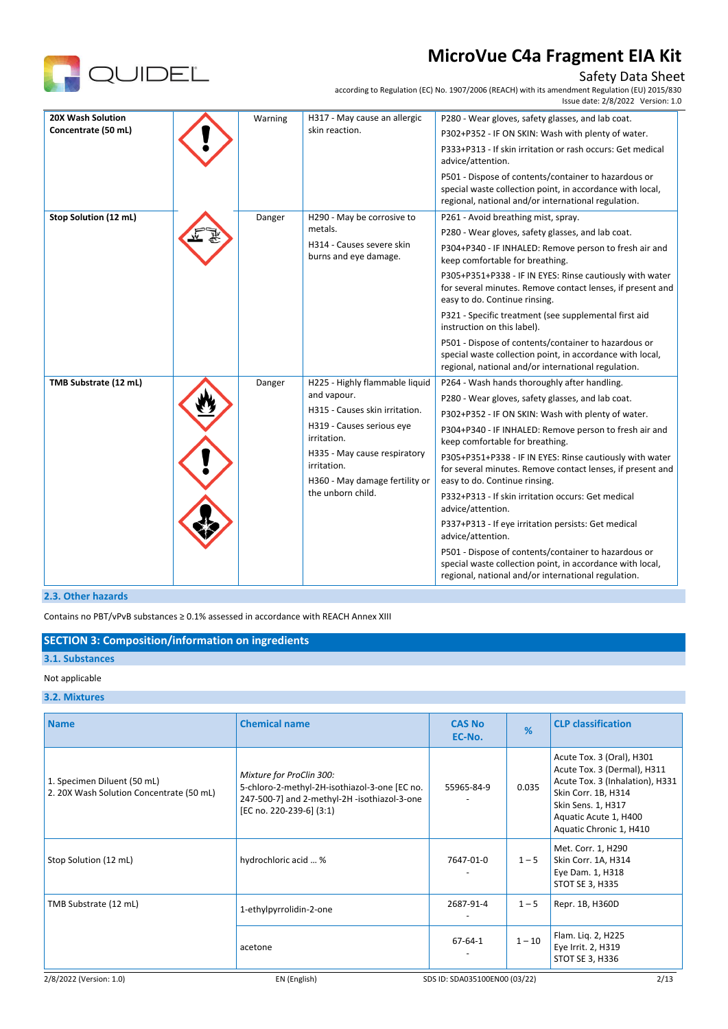| 20X Wash Solution Concentrate (50 mL) | | Warning | H317 - May cause an allergic skin reaction. | P280 - Wear gloves, safety glasses, and lab coat.<br>P302+P352 - IF ON SKIN: Wash with plenty of water.<br>P333+P313 - If skin irritation or rash occurs: Get medical advice/attention.<br>P501 - Dispose of contents/container to hazardous or special waste collection point, in accordance with local, regional, national and/or international regulation. |
|---|---|---|---|---|
| **Stop Solution (12 mL)** | | Danger | H290 - May be corrosive to metals.<br>H314 - Causes severe skin burns and eye damage. | P261 - Avoid breathing mist, spray.<br>P280 - Wear gloves, safety glasses, and lab coat.<br>P304+P340 - IF INHALED: Remove person to fresh air and keep comfortable for breathing.<br>P305+P351+P338 - IF IN EYES: Rinse cautiously with water for several minutes. Remove contact lenses, if present and easy to do. Continue rinsing.<br>P321 - Specific treatment (see supplemental first aid instruction on this label).<br>P501 - Dispose of contents/container to hazardous or special waste collection point, in accordance with local, regional, national and/or international regulation. |
| **TMB Substrate (12 mL)** | | Danger | H225 - Highly flammable liquid and vapour.<br>H315 - Causes skin irritation.<br>H319 - Causes serious eye irritation.<br>H335 - May cause respiratory irritation.<br>H360 - May damage fertility or the unborn child. | P264 - Wash hands thoroughly after handling.<br>P280 - Wear gloves, safety glasses, and lab coat.<br>P302+P352 - IF ON SKIN: Wash with plenty of water.<br>P304+P340 - IF INHALED: Remove person to fresh air and keep comfortable for breathing.<br>P305+P351+P338 - IF IN EYES: Rinse cautiously with water for several minutes. Remove contact lenses, if present and easy to do. Continue rinsing.<br>P332+P313 - If skin irritation occurs: Get medical advice/attention.<br>P337+P313 - If eye irritation persists: Get medical advice/attention.<br>P501 - Dispose of contents/container to hazardous or special waste collection point, in accordance with local, regional, national and/or international regulation. |

### 2.3. Other hazards

Contains no PBT/vPvB substances ≥ 0.1% assessed in accordance with REACH Annex XIII

## SECTION 3: Composition/information on ingredients

### 3.1. Substances

Not applicable

### 3.2. Mixtures

| Name | Chemical name | CAS No<br>EC-No. | % | CLP classification |
|---|---|---|---|---|
| 1. Specimen Diluent (50 mL)<br>2. 20X Wash Solution Concentrate (50 mL) | *Mixture for ProClin 300:*<br>5-chloro-2-methyl-2H-isothiazol-3-one [EC no. 247-500-7] and 2-methyl-2H -isothiazol-3-one [EC no. 220-239-6] (3:1) | 55965-84-9<br>- | 0.035 | Acute Tox. 3 (Oral), H301<br>Acute Tox. 3 (Dermal), H311<br>Acute Tox. 3 (Inhalation), H331<br>Skin Corr. 1B, H314<br>Skin Sens. 1, H317<br>Aquatic Acute 1, H400<br>Aquatic Chronic 1, H410 |
| Stop Solution (12 mL) | hydrochloric acid ... % | 7647-01-0<br>- | 1 – 5 | Met. Corr. 1, H290<br>Skin Corr. 1A, H314<br>Eye Dam. 1, H318<br>STOT SE 3, H335 |
| TMB Substrate (12 mL) | 1-ethylpyrrolidin-2-one | 2687-91-4<br>- | 1 – 5 | Repr. 1B, H360D |
| | acetone | 67-64-1<br>- | 1 – 10 | Flam. Liq. 2, H225<br>Eye Irrit. 2, H319<br>STOT SE 3, H336 |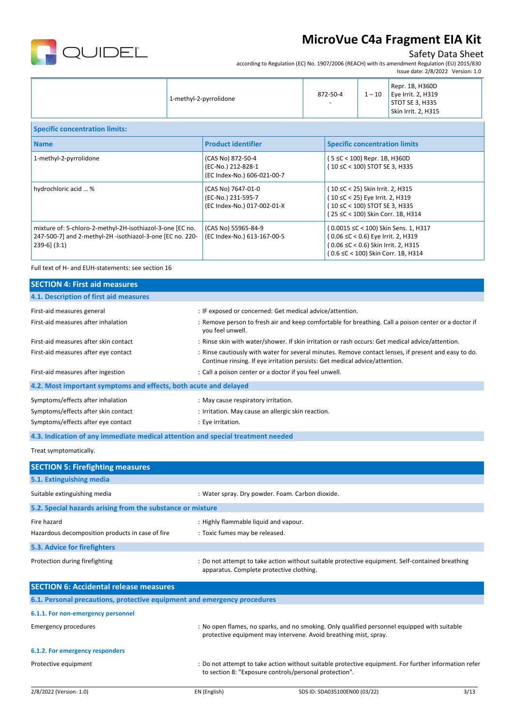|  | 1-methyl-2-pyrrolidone | 872-50-4<br>- | 1 – 10 | Repr. 1B, H360D<br>Eye Irrit. 2, H319<br>STOT SE 3, H335<br>Skin Irrit. 2, H315 |
|---|---|---|---|---|

| Specific concentration limits: | | |
|---|---|---|
| **Name** | **Product identifier** | **Specific concentration limits** |
| 1-methyl-2-pyrrolidone | (CAS No) 872-50-4<br>(EC-No.) 212-828-1<br>(EC Index-No.) 606-021-00-7 | ( 5 ≤C < 100) Repr. 1B, H360D<br>( 10 ≤C < 100) STOT SE 3, H335 |
| hydrochloric acid ... % | (CAS No) 7647-01-0<br>(EC-No.) 231-595-7<br>(EC Index-No.) 017-002-01-X | ( 10 ≤C < 25) Skin Irrit. 2, H315<br>( 10 ≤C < 25) Eye Irrit. 2, H319<br>( 10 ≤C < 100) STOT SE 3, H335<br>( 25 ≤C < 100) Skin Corr. 1B, H314 |
| mixture of: 5-chloro-2-methyl-2H-isothiazol-3-one [EC no. 247-500-7] and 2-methyl-2H -isothiazol-3-one [EC no. 220-239-6] (3:1) | (CAS No) 55965-84-9<br>(EC Index-No.) 613-167-00-5 | ( 0.0015 ≤C < 100) Skin Sens. 1, H317<br>( 0.06 ≤C < 0.6) Eye Irrit. 2, H319<br>( 0.06 ≤C < 0.6) Skin Irrit. 2, H315<br>( 0.6 ≤C < 100) Skin Corr. 1B, H314 |

Full text of H- and EUH-statements: see section 16

## SECTION 4: First aid measures

### 4.1. Description of first aid measures

First-aid measures general : IF exposed or concerned: Get medical advice/attention.

First-aid measures after inhalation : Remove person to fresh air and keep comfortable for breathing. Call a poison center or a doctor if you feel unwell.

First-aid measures after skin contact : Rinse skin with water/shower. If skin irritation or rash occurs: Get medical advice/attention.

First-aid measures after eye contact : Rinse cautiously with water for several minutes. Remove contact lenses, if present and easy to do. Continue rinsing. If eye irritation persists: Get medical advice/attention.

First-aid measures after ingestion : Call a poison center or a doctor if you feel unwell.

### 4.2. Most important symptoms and effects, both acute and delayed

Symptoms/effects after inhalation : May cause respiratory irritation.

Symptoms/effects after skin contact : Irritation. May cause an allergic skin reaction.

Symptoms/effects after eye contact : Eye irritation.

### 4.3. Indication of any immediate medical attention and special treatment needed

Treat symptomatically.

## SECTION 5: Firefighting measures

### 5.1. Extinguishing media

Suitable extinguishing media : Water spray. Dry powder. Foam. Carbon dioxide.

### 5.2. Special hazards arising from the substance or mixture

Fire hazard : Highly flammable liquid and vapour.

Hazardous decomposition products in case of fire : Toxic fumes may be released.

### 5.3. Advice for firefighters

Protection during firefighting : Do not attempt to take action without suitable protective equipment. Self-contained breathing apparatus. Complete protective clothing.

## SECTION 6: Accidental release measures

### 6.1. Personal precautions, protective equipment and emergency procedures

#### 6.1.1. For non-emergency personnel

Emergency procedures : No open flames, no sparks, and no smoking. Only qualified personnel equipped with suitable protective equipment may intervene. Avoid breathing mist, spray.

#### 6.1.2. For emergency responders

Protective equipment : Do not attempt to take action without suitable protective equipment. For further information refer to section 8: "Exposure controls/personal protection".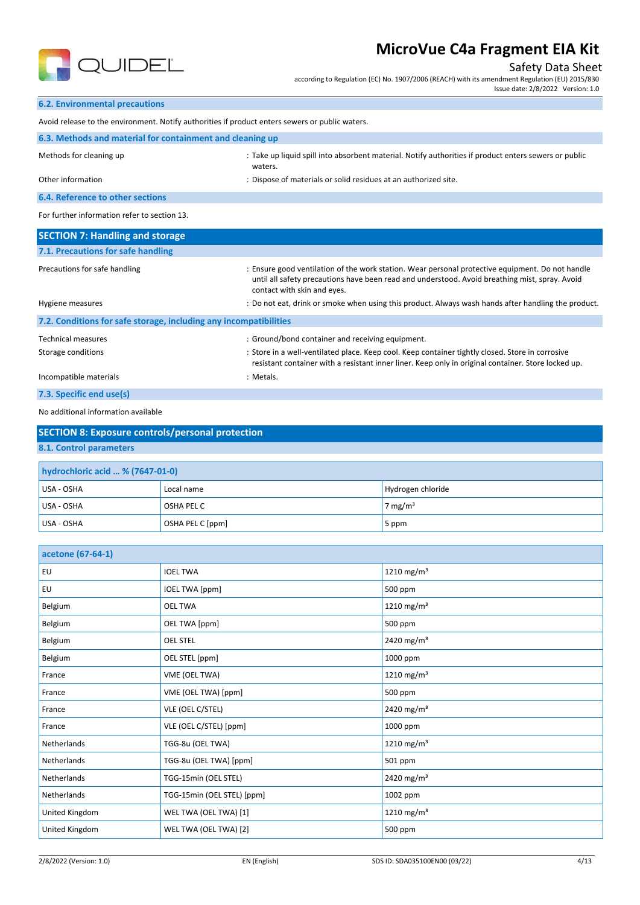### 6.2. Environmental precautions

Avoid release to the environment. Notify authorities if product enters sewers or public waters.

### 6.3. Methods and material for containment and cleaning up

Methods for cleaning up : Take up liquid spill into absorbent material. Notify authorities if product enters sewers or public waters.

Other information : Dispose of materials or solid residues at an authorized site.

### 6.4. Reference to other sections

For further information refer to section 13.

## SECTION 7: Handling and storage

### 7.1. Precautions for safe handling

Precautions for safe handling : Ensure good ventilation of the work station. Wear personal protective equipment. Do not handle until all safety precautions have been read and understood. Avoid breathing mist, spray. Avoid contact with skin and eyes.

Hygiene measures : Do not eat, drink or smoke when using this product. Always wash hands after handling the product.

### 7.2. Conditions for safe storage, including any incompatibilities

Technical measures : Ground/bond container and receiving equipment.

Storage conditions : Store in a well-ventilated place. Keep cool. Keep container tightly closed. Store in corrosive resistant container with a resistant inner liner. Keep only in original container. Store locked up.

Incompatible materials : Metals.

### 7.3. Specific end use(s)

No additional information available

## SECTION 8: Exposure controls/personal protection

### 8.1. Control parameters

| hydrochloric acid ... % (7647-01-0) | | |
|---|---|---|
| USA - OSHA | Local name | Hydrogen chloride |
| USA - OSHA | OSHA PEL C | 7 mg/m³ |
| USA - OSHA | OSHA PEL C [ppm] | 5 ppm |

| acetone (67-64-1) | | |
|---|---|---|
| EU | IOEL TWA | 1210 mg/m³ |
| EU | IOEL TWA [ppm] | 500 ppm |
| Belgium | OEL TWA | 1210 mg/m³ |
| Belgium | OEL TWA [ppm] | 500 ppm |
| Belgium | OEL STEL | 2420 mg/m³ |
| Belgium | OEL STEL [ppm] | 1000 ppm |
| France | VME (OEL TWA) | 1210 mg/m³ |
| France | VME (OEL TWA) [ppm] | 500 ppm |
| France | VLE (OEL C/STEL) | 2420 mg/m³ |
| France | VLE (OEL C/STEL) [ppm] | 1000 ppm |
| Netherlands | TGG-8u (OEL TWA) | 1210 mg/m³ |
| Netherlands | TGG-8u (OEL TWA) [ppm] | 501 ppm |
| Netherlands | TGG-15min (OEL STEL) | 2420 mg/m³ |
| Netherlands | TGG-15min (OEL STEL) [ppm] | 1002 ppm |
| United Kingdom | WEL TWA (OEL TWA) [1] | 1210 mg/m³ |
| United Kingdom | WEL TWA (OEL TWA) [2] | 500 ppm |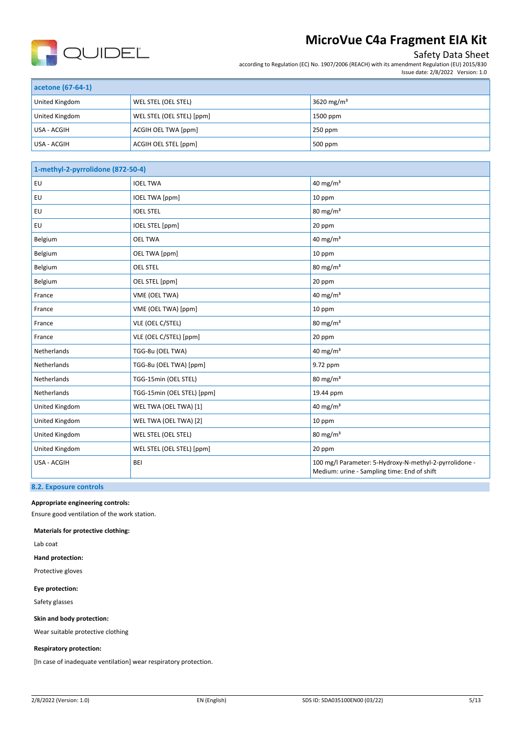| acetone (67-64-1) | | |
|---|---|---|
| United Kingdom | WEL STEL (OEL STEL) | 3620 mg/m³ |
| United Kingdom | WEL STEL (OEL STEL) [ppm] | 1500 ppm |
| USA - ACGIH | ACGIH OEL TWA [ppm] | 250 ppm |
| USA - ACGIH | ACGIH OEL STEL [ppm] | 500 ppm |

| 1-methyl-2-pyrrolidone (872-50-4) | | |
|---|---|---|
| EU | IOEL TWA | 40 mg/m³ |
| EU | IOEL TWA [ppm] | 10 ppm |
| EU | IOEL STEL | 80 mg/m³ |
| EU | IOEL STEL [ppm] | 20 ppm |
| Belgium | OEL TWA | 40 mg/m³ |
| Belgium | OEL TWA [ppm] | 10 ppm |
| Belgium | OEL STEL | 80 mg/m³ |
| Belgium | OEL STEL [ppm] | 20 ppm |
| France | VME (OEL TWA) | 40 mg/m³ |
| France | VME (OEL TWA) [ppm] | 10 ppm |
| France | VLE (OEL C/STEL) | 80 mg/m³ |
| France | VLE (OEL C/STEL) [ppm] | 20 ppm |
| Netherlands | TGG-8u (OEL TWA) | 40 mg/m³ |
| Netherlands | TGG-8u (OEL TWA) [ppm] | 9.72 ppm |
| Netherlands | TGG-15min (OEL STEL) | 80 mg/m³ |
| Netherlands | TGG-15min (OEL STEL) [ppm] | 19.44 ppm |
| United Kingdom | WEL TWA (OEL TWA) [1] | 40 mg/m³ |
| United Kingdom | WEL TWA (OEL TWA) [2] | 10 ppm |
| United Kingdom | WEL STEL (OEL STEL) | 80 mg/m³ |
| United Kingdom | WEL STEL (OEL STEL) [ppm] | 20 ppm |
| USA - ACGIH | BEI | 100 mg/l Parameter: 5-Hydroxy-N-methyl-2-pyrrolidone - Medium: urine - Sampling time: End of shift |

## 8.2. Exposure controls

**Appropriate engineering controls:**

Ensure good ventilation of the work station.

**Materials for protective clothing:**

Lab coat

**Hand protection:**

Protective gloves

**Eye protection:**

Safety glasses

**Skin and body protection:**

Wear suitable protective clothing

**Respiratory protection:**

[In case of inadequate ventilation] wear respiratory protection.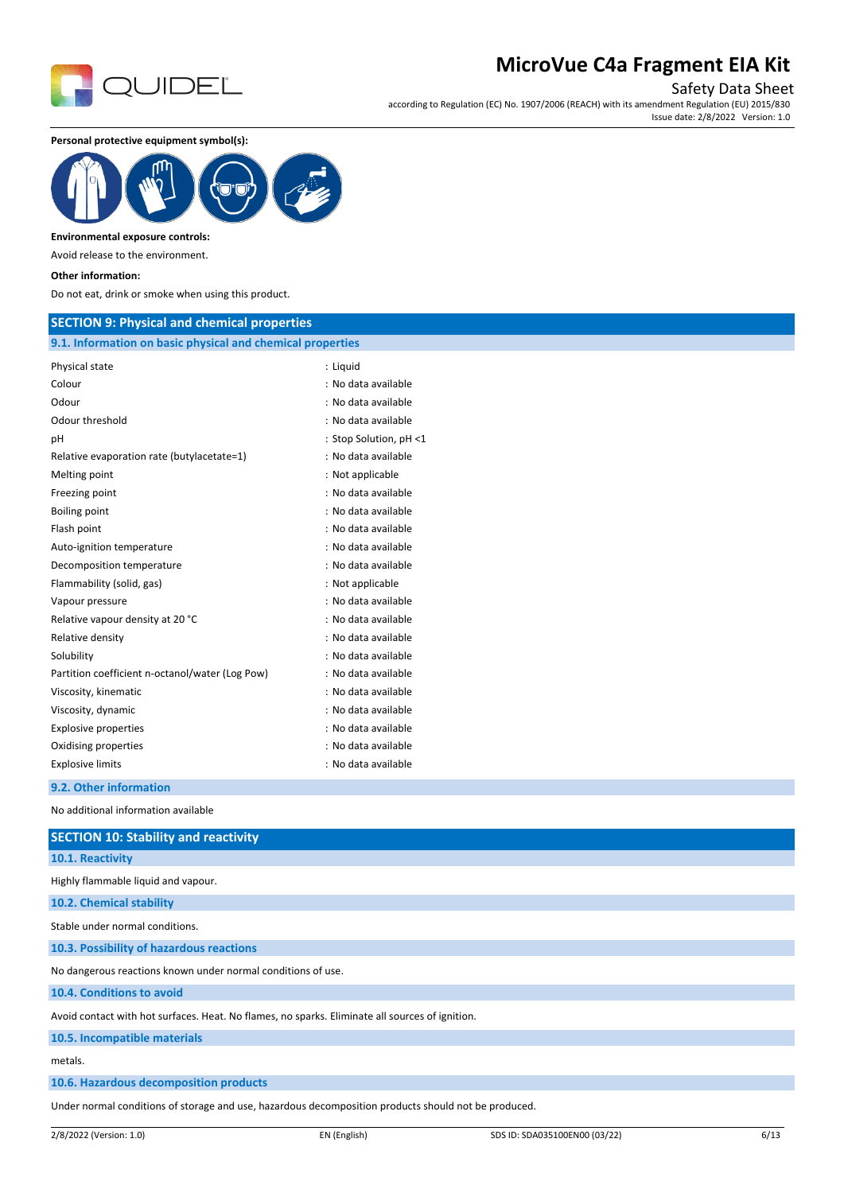**Personal protective equipment symbol(s):**

**Environmental exposure controls:**

Avoid release to the environment.

**Other information:**

Do not eat, drink or smoke when using this product.

## SECTION 9: Physical and chemical properties

### 9.1. Information on basic physical and chemical properties

| | |
|---|---|
| Physical state | : Liquid |
| Colour | : No data available |
| Odour | : No data available |
| Odour threshold | : No data available |
| pH | : Stop Solution, pH <1 |
| Relative evaporation rate (butylacetate=1) | : No data available |
| Melting point | : Not applicable |
| Freezing point | : No data available |
| Boiling point | : No data available |
| Flash point | : No data available |
| Auto-ignition temperature | : No data available |
| Decomposition temperature | : No data available |
| Flammability (solid, gas) | : Not applicable |
| Vapour pressure | : No data available |
| Relative vapour density at 20 °C | : No data available |
| Relative density | : No data available |
| Solubility | : No data available |
| Partition coefficient n-octanol/water (Log Pow) | : No data available |
| Viscosity, kinematic | : No data available |
| Viscosity, dynamic | : No data available |
| Explosive properties | : No data available |
| Oxidising properties | : No data available |
| Explosive limits | : No data available |

### 9.2. Other information

No additional information available

## SECTION 10: Stability and reactivity

### 10.1. Reactivity

Highly flammable liquid and vapour.

### 10.2. Chemical stability

Stable under normal conditions.

### 10.3. Possibility of hazardous reactions

No dangerous reactions known under normal conditions of use.

### 10.4. Conditions to avoid

Avoid contact with hot surfaces. Heat. No flames, no sparks. Eliminate all sources of ignition.

### 10.5. Incompatible materials

metals.

### 10.6. Hazardous decomposition products

Under normal conditions of storage and use, hazardous decomposition products should not be produced.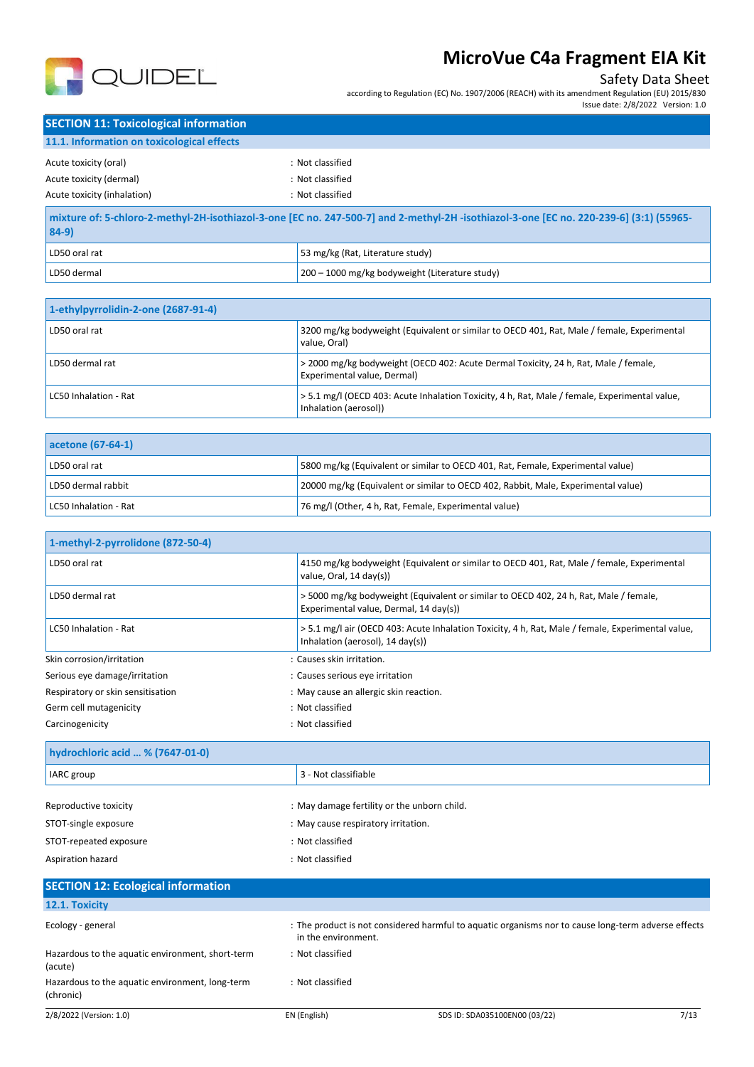## SECTION 11: Toxicological information

### 11.1. Information on toxicological effects

Acute toxicity (oral) : Not classified

Acute toxicity (dermal) : Not classified

Acute toxicity (inhalation) : Not classified

| mixture of: 5-chloro-2-methyl-2H-isothiazol-3-one [EC no. 247-500-7] and 2-methyl-2H -isothiazol-3-one [EC no. 220-239-6] (3:1) (55965-84-9) | |
|---|---|
| LD50 oral rat | 53 mg/kg (Rat, Literature study) |
| LD50 dermal | 200 – 1000 mg/kg bodyweight (Literature study) |

| 1-ethylpyrrolidin-2-one (2687-91-4) | |
|---|---|
| LD50 oral rat | 3200 mg/kg bodyweight (Equivalent or similar to OECD 401, Rat, Male / female, Experimental value, Oral) |
| LD50 dermal rat | > 2000 mg/kg bodyweight (OECD 402: Acute Dermal Toxicity, 24 h, Rat, Male / female, Experimental value, Dermal) |
| LC50 Inhalation - Rat | > 5.1 mg/l (OECD 403: Acute Inhalation Toxicity, 4 h, Rat, Male / female, Experimental value, Inhalation (aerosol)) |

| acetone (67-64-1) | |
|---|---|
| LD50 oral rat | 5800 mg/kg (Equivalent or similar to OECD 401, Rat, Female, Experimental value) |
| LD50 dermal rabbit | 20000 mg/kg (Equivalent or similar to OECD 402, Rabbit, Male, Experimental value) |
| LC50 Inhalation - Rat | 76 mg/l (Other, 4 h, Rat, Female, Experimental value) |

| 1-methyl-2-pyrrolidone (872-50-4) | |
|---|---|
| LD50 oral rat | 4150 mg/kg bodyweight (Equivalent or similar to OECD 401, Rat, Male / female, Experimental value, Oral, 14 day(s)) |
| LD50 dermal rat | > 5000 mg/kg bodyweight (Equivalent or similar to OECD 402, 24 h, Rat, Male / female, Experimental value, Dermal, 14 day(s)) |
| LC50 Inhalation - Rat | > 5.1 mg/l air (OECD 403: Acute Inhalation Toxicity, 4 h, Rat, Male / female, Experimental value, Inhalation (aerosol), 14 day(s)) |

Skin corrosion/irritation : Causes skin irritation.

Serious eye damage/irritation : Causes serious eye irritation

Respiratory or skin sensitisation : May cause an allergic skin reaction.

Germ cell mutagenicity : Not classified

Carcinogenicity : Not classified

| hydrochloric acid ... % (7647-01-0) | |
|---|---|
| IARC group | 3 - Not classifiable |

Reproductive toxicity : May damage fertility or the unborn child.

STOT-single exposure : May cause respiratory irritation.

STOT-repeated exposure : Not classified

Aspiration hazard : Not classified

## SECTION 12: Ecological information

### 12.1. Toxicity

Ecology - general : The product is not considered harmful to aquatic organisms nor to cause long-term adverse effects in the environment.

Hazardous to the aquatic environment, short-term (acute) : Not classified

Hazardous to the aquatic environment, long-term (chronic) : Not classified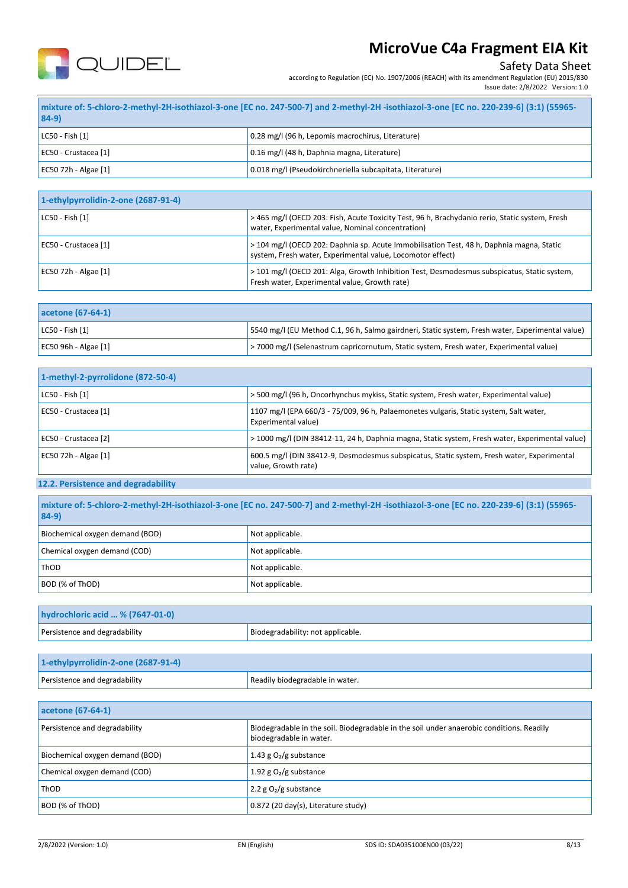| mixture of: 5-chloro-2-methyl-2H-isothiazol-3-one [EC no. 247-500-7] and 2-methyl-2H -isothiazol-3-one [EC no. 220-239-6] (3:1) (55965-84-9) | |
|---|---|
| LC50 - Fish [1] | 0.28 mg/l (96 h, Lepomis macrochirus, Literature) |
| EC50 - Crustacea [1] | 0.16 mg/l (48 h, Daphnia magna, Literature) |
| EC50 72h - Algae [1] | 0.018 mg/l (Pseudokirchneriella subcapitata, Literature) |

| 1-ethylpyrrolidin-2-one (2687-91-4) | |
|---|---|
| LC50 - Fish [1] | > 465 mg/l (OECD 203: Fish, Acute Toxicity Test, 96 h, Brachydanio rerio, Static system, Fresh water, Experimental value, Nominal concentration) |
| EC50 - Crustacea [1] | > 104 mg/l (OECD 202: Daphnia sp. Acute Immobilisation Test, 48 h, Daphnia magna, Static system, Fresh water, Experimental value, Locomotor effect) |
| EC50 72h - Algae [1] | > 101 mg/l (OECD 201: Alga, Growth Inhibition Test, Desmodesmus subspicatus, Static system, Fresh water, Experimental value, Growth rate) |

| acetone (67-64-1) | |
|---|---|
| LC50 - Fish [1] | 5540 mg/l (EU Method C.1, 96 h, Salmo gairdneri, Static system, Fresh water, Experimental value) |
| EC50 96h - Algae [1] | > 7000 mg/l (Selenastrum capricornutum, Static system, Fresh water, Experimental value) |

| 1-methyl-2-pyrrolidone (872-50-4) | |
|---|---|
| LC50 - Fish [1] | > 500 mg/l (96 h, Oncorhynchus mykiss, Static system, Fresh water, Experimental value) |
| EC50 - Crustacea [1] | 1107 mg/l (EPA 660/3 - 75/009, 96 h, Palaemonetes vulgaris, Static system, Salt water, Experimental value) |
| EC50 - Crustacea [2] | > 1000 mg/l (DIN 38412-11, 24 h, Daphnia magna, Static system, Fresh water, Experimental value) |
| EC50 72h - Algae [1] | 600.5 mg/l (DIN 38412-9, Desmodesmus subspicatus, Static system, Fresh water, Experimental value, Growth rate) |

### 12.2. Persistence and degradability

| mixture of: 5-chloro-2-methyl-2H-isothiazol-3-one [EC no. 247-500-7] and 2-methyl-2H -isothiazol-3-one [EC no. 220-239-6] (3:1) (55965-84-9) | |
|---|---|
| Biochemical oxygen demand (BOD) | Not applicable. |
| Chemical oxygen demand (COD) | Not applicable. |
| ThOD | Not applicable. |
| BOD (% of ThOD) | Not applicable. |

| hydrochloric acid … % (7647-01-0) | |
|---|---|
| Persistence and degradability | Biodegradability: not applicable. |

| 1-ethylpyrrolidin-2-one (2687-91-4) | |
|---|---|
| Persistence and degradability | Readily biodegradable in water. |

| acetone (67-64-1) | |
|---|---|
| Persistence and degradability | Biodegradable in the soil. Biodegradable in the soil under anaerobic conditions. Readily biodegradable in water. |
| Biochemical oxygen demand (BOD) | 1.43 g $O_2$/g substance |
| Chemical oxygen demand (COD) | 1.92 g $O_2$/g substance |
| ThOD | 2.2 g $O_2$/g substance |
| BOD (% of ThOD) | 0.872 (20 day(s), Literature study) |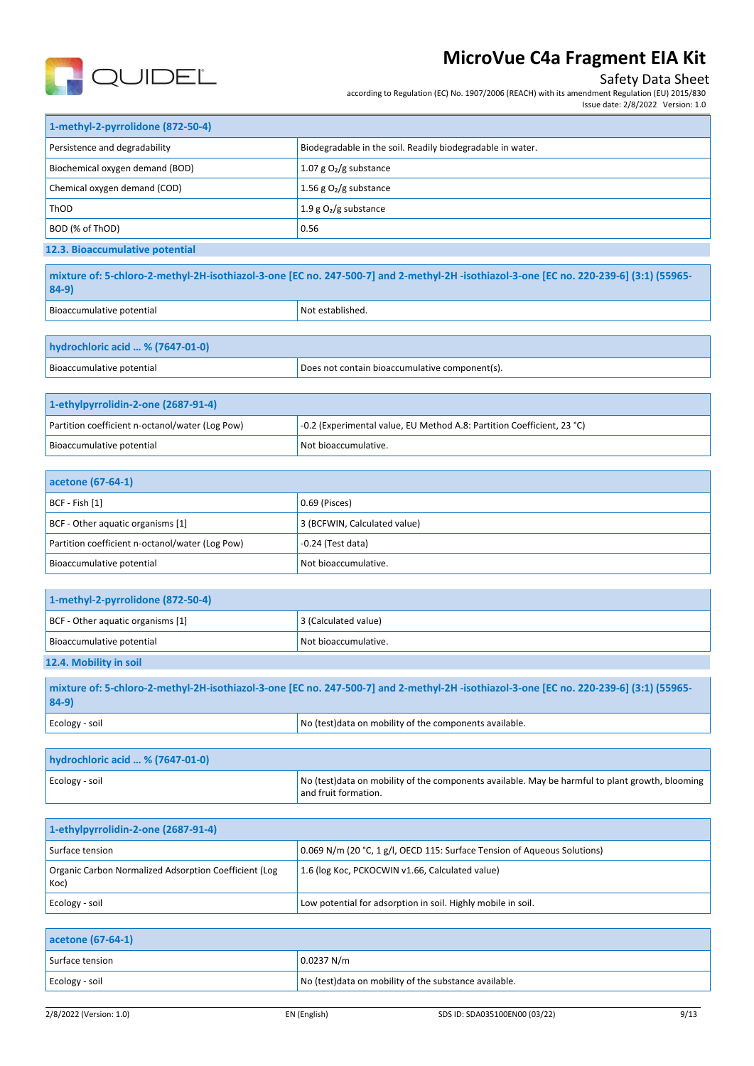| 1-methyl-2-pyrrolidone (872-50-4) | |
|---|---|
| Persistence and degradability | Biodegradable in the soil. Readily biodegradable in water. |
| Biochemical oxygen demand (BOD) | 1.07 g $O_2$/g substance |
| Chemical oxygen demand (COD) | 1.56 g $O_2$/g substance |
| ThOD | 1.9 g $O_2$/g substance |
| BOD (% of ThOD) | 0.56 |

### 12.3. Bioaccumulative potential

| mixture of: 5-chloro-2-methyl-2H-isothiazol-3-one [EC no. 247-500-7] and 2-methyl-2H -isothiazol-3-one [EC no. 220-239-6] (3:1) (55965-84-9) | |
|---|---|
| Bioaccumulative potential | Not established. |

| hydrochloric acid … % (7647-01-0) | |
|---|---|
| Bioaccumulative potential | Does not contain bioaccumulative component(s). |

| 1-ethylpyrrolidin-2-one (2687-91-4) | |
|---|---|
| Partition coefficient n-octanol/water (Log Pow) | -0.2 (Experimental value, EU Method A.8: Partition Coefficient, 23 °C) |
| Bioaccumulative potential | Not bioaccumulative. |

| acetone (67-64-1) | |
|---|---|
| BCF - Fish [1] | 0.69 (Pisces) |
| BCF - Other aquatic organisms [1] | 3 (BCFWIN, Calculated value) |
| Partition coefficient n-octanol/water (Log Pow) | -0.24 (Test data) |
| Bioaccumulative potential | Not bioaccumulative. |

| 1-methyl-2-pyrrolidone (872-50-4) | |
|---|---|
| BCF - Other aquatic organisms [1] | 3 (Calculated value) |
| Bioaccumulative potential | Not bioaccumulative. |

### 12.4. Mobility in soil

| mixture of: 5-chloro-2-methyl-2H-isothiazol-3-one [EC no. 247-500-7] and 2-methyl-2H -isothiazol-3-one [EC no. 220-239-6] (3:1) (55965-84-9) | |
|---|---|
| Ecology - soil | No (test)data on mobility of the components available. |

| hydrochloric acid … % (7647-01-0) | |
|---|---|
| Ecology - soil | No (test)data on mobility of the components available. May be harmful to plant growth, blooming and fruit formation. |

| 1-ethylpyrrolidin-2-one (2687-91-4) | |
|---|---|
| Surface tension | 0.069 N/m (20 °C, 1 g/l, OECD 115: Surface Tension of Aqueous Solutions) |
| Organic Carbon Normalized Adsorption Coefficient (Log Koc) | 1.6 (log Koc, PCKOCWIN v1.66, Calculated value) |
| Ecology - soil | Low potential for adsorption in soil. Highly mobile in soil. |

| acetone (67-64-1) | |
|---|---|
| Surface tension | 0.0237 N/m |
| Ecology - soil | No (test)data on mobility of the substance available. |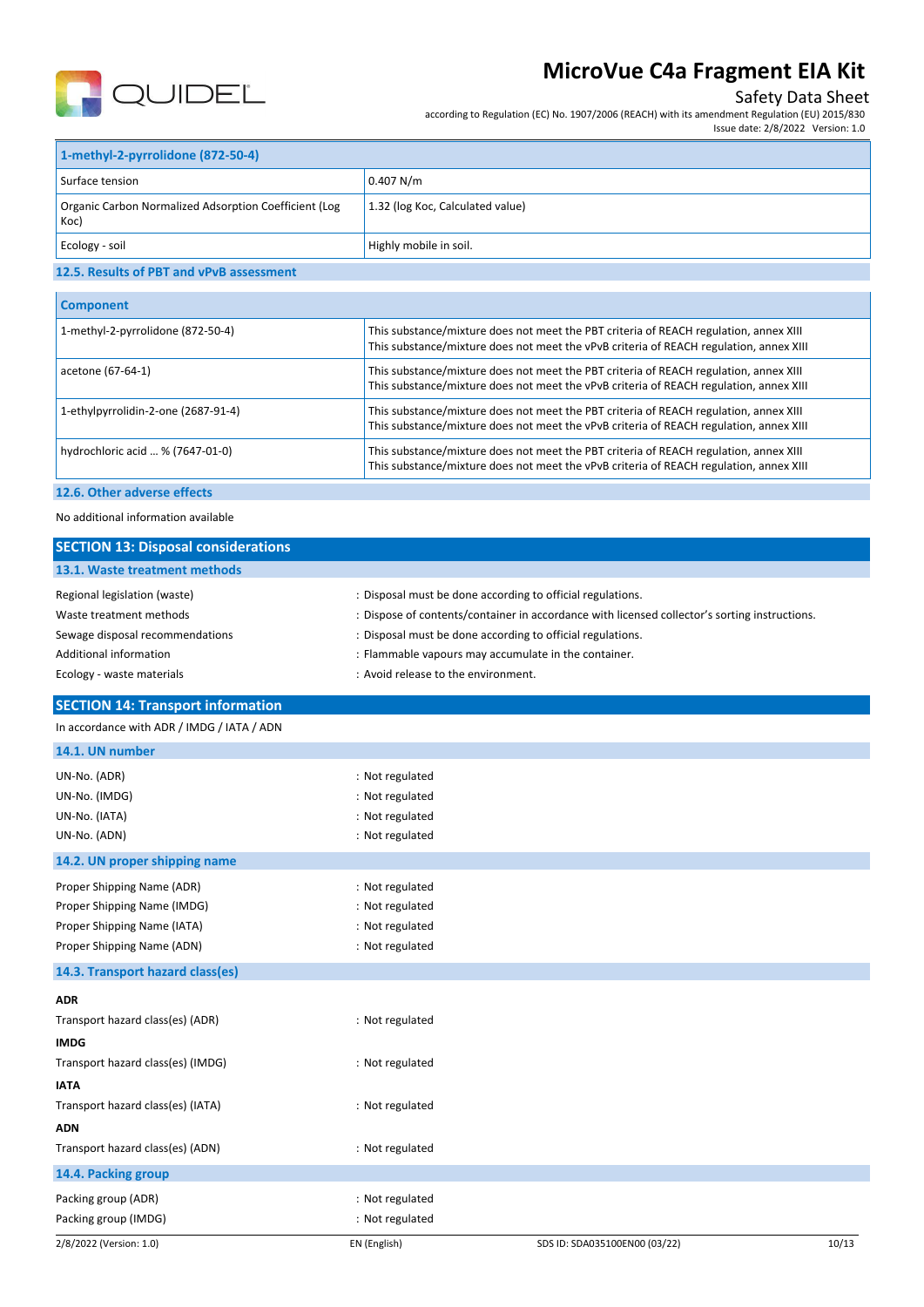| 1-methyl-2-pyrrolidone (872-50-4) | |
|---|---|
| Surface tension | 0.407 N/m |
| Organic Carbon Normalized Adsorption Coefficient (Log Koc) | 1.32 (log Koc, Calculated value) |
| Ecology - soil | Highly mobile in soil. |

### 12.5. Results of PBT and vPvB assessment

| Component | |
|---|---|
| 1-methyl-2-pyrrolidone (872-50-4) | This substance/mixture does not meet the PBT criteria of REACH regulation, annex XIII<br>This substance/mixture does not meet the vPvB criteria of REACH regulation, annex XIII |
| acetone (67-64-1) | This substance/mixture does not meet the PBT criteria of REACH regulation, annex XIII<br>This substance/mixture does not meet the vPvB criteria of REACH regulation, annex XIII |
| 1-ethylpyrrolidin-2-one (2687-91-4) | This substance/mixture does not meet the PBT criteria of REACH regulation, annex XIII<br>This substance/mixture does not meet the vPvB criteria of REACH regulation, annex XIII |
| hydrochloric acid ... % (7647-01-0) | This substance/mixture does not meet the PBT criteria of REACH regulation, annex XIII<br>This substance/mixture does not meet the vPvB criteria of REACH regulation, annex XIII |

### 12.6. Other adverse effects

No additional information available

## SECTION 13: Disposal considerations

### 13.1. Waste treatment methods

Regional legislation (waste) : Disposal must be done according to official regulations.

Waste treatment methods : Dispose of contents/container in accordance with licensed collector's sorting instructions.

Sewage disposal recommendations : Disposal must be done according to official regulations.

Additional information : Flammable vapours may accumulate in the container.

Ecology - waste materials : Avoid release to the environment.

## SECTION 14: Transport information

In accordance with ADR / IMDG / IATA / ADN

### 14.1. UN number

UN-No. (ADR) : Not regulated

UN-No. (IMDG) : Not regulated

UN-No. (IATA) : Not regulated

UN-No. (ADN) : Not regulated

### 14.2. UN proper shipping name

Proper Shipping Name (ADR) : Not regulated

Proper Shipping Name (IMDG) : Not regulated

Proper Shipping Name (IATA) : Not regulated

Proper Shipping Name (ADN) : Not regulated

### 14.3. Transport hazard class(es)

**ADR**

Transport hazard class(es) (ADR) : Not regulated

**IMDG**

Transport hazard class(es) (IMDG) : Not regulated

**IATA**

Transport hazard class(es) (IATA) : Not regulated

**ADN**

Transport hazard class(es) (ADN) : Not regulated

### 14.4. Packing group

Packing group (ADR) : Not regulated

Packing group (IMDG) : Not regulated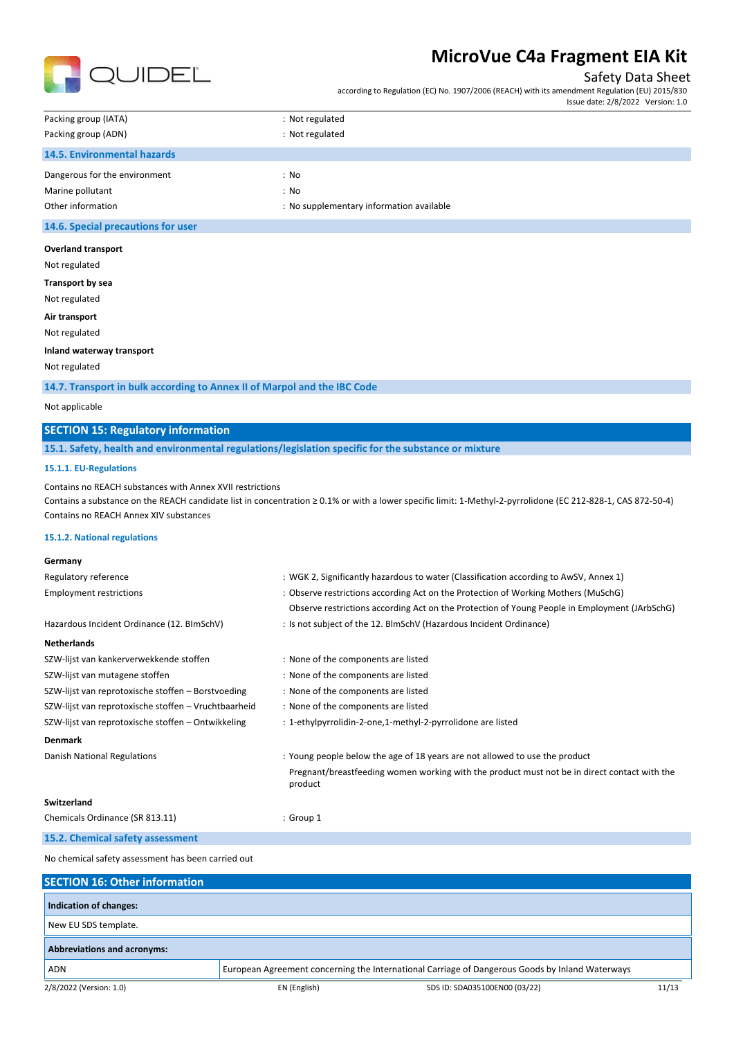| | |
|---|---|
| Packing group (IATA) | : Not regulated |
| Packing group (ADN) | : Not regulated |

### 14.5. Environmental hazards

| | |
|---|---|
| Dangerous for the environment | : No |
| Marine pollutant | : No |
| Other information | : No supplementary information available |

### 14.6. Special precautions for user

**Overland transport**

Not regulated

**Transport by sea**

Not regulated

**Air transport**

Not regulated

**Inland waterway transport**

Not regulated

### 14.7. Transport in bulk according to Annex II of Marpol and the IBC Code

Not applicable

## SECTION 15: Regulatory information

### 15.1. Safety, health and environmental regulations/legislation specific for the substance or mixture

#### 15.1.1. EU-Regulations

Contains no REACH substances with Annex XVII restrictions

Contains a substance on the REACH candidate list in concentration ≥ 0.1% or with a lower specific limit: 1-Methyl-2-pyrrolidone (EC 212-828-1, CAS 872-50-4)

Contains no REACH Annex XIV substances

#### 15.1.2. National regulations

**Germany**

| | |
|---|---|
| Regulatory reference | : WGK 2, Significantly hazardous to water (Classification according to AwSV, Annex 1) |
| Employment restrictions | : Observe restrictions according Act on the Protection of Working Mothers (MuSchG)<br>Observe restrictions according Act on the Protection of Young People in Employment (JArbSchG) |
| Hazardous Incident Ordinance (12. BImSchV) | : Is not subject of the 12. BlmSchV (Hazardous Incident Ordinance) |

**Netherlands**

| | |
|---|---|
| SZW-lijst van kankerverwekkende stoffen | : None of the components are listed |
| SZW-lijst van mutagene stoffen | : None of the components are listed |
| SZW-lijst van reprotoxische stoffen – Borstvoeding | : None of the components are listed |
| SZW-lijst van reprotoxische stoffen – Vruchtbaarheid | : None of the components are listed |
| SZW-lijst van reprotoxische stoffen – Ontwikkeling | : 1-ethylpyrrolidin-2-one,1-methyl-2-pyrrolidone are listed |

**Denmark**

| | |
|---|---|
| Danish National Regulations | : Young people below the age of 18 years are not allowed to use the product<br>Pregnant/breastfeeding women working with the product must not be in direct contact with the product |

**Switzerland**

| | |
|---|---|
| Chemicals Ordinance (SR 813.11) | : Group 1 |

### 15.2. Chemical safety assessment

No chemical safety assessment has been carried out

## SECTION 16: Other information

| **Indication of changes:** | |
|---|---|
| New EU SDS template. | |

| **Abbreviations and acronyms:** | |
|---|---|
| ADN | European Agreement concerning the International Carriage of Dangerous Goods by Inland Waterways |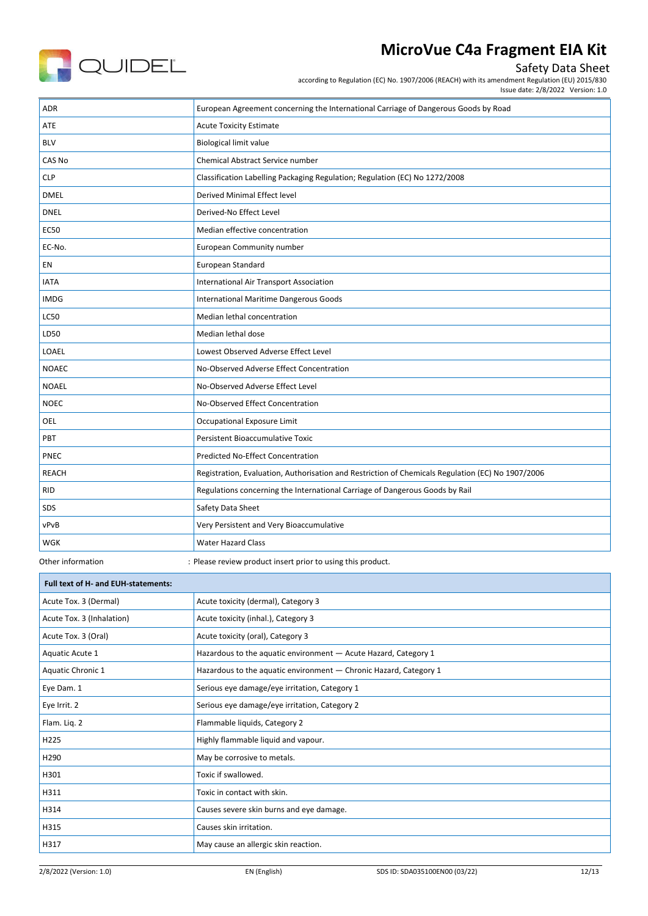| | |
|---|---|
| ADR | European Agreement concerning the International Carriage of Dangerous Goods by Road |
| ATE | Acute Toxicity Estimate |
| BLV | Biological limit value |
| CAS No | Chemical Abstract Service number |
| CLP | Classification Labelling Packaging Regulation; Regulation (EC) No 1272/2008 |
| DMEL | Derived Minimal Effect level |
| DNEL | Derived-No Effect Level |
| EC50 | Median effective concentration |
| EC-No. | European Community number |
| EN | European Standard |
| IATA | International Air Transport Association |
| IMDG | International Maritime Dangerous Goods |
| LC50 | Median lethal concentration |
| LD50 | Median lethal dose |
| LOAEL | Lowest Observed Adverse Effect Level |
| NOAEC | No-Observed Adverse Effect Concentration |
| NOAEL | No-Observed Adverse Effect Level |
| NOEC | No-Observed Effect Concentration |
| OEL | Occupational Exposure Limit |
| PBT | Persistent Bioaccumulative Toxic |
| PNEC | Predicted No-Effect Concentration |
| REACH | Registration, Evaluation, Authorisation and Restriction of Chemicals Regulation (EC) No 1907/2006 |
| RID | Regulations concerning the International Carriage of Dangerous Goods by Rail |
| SDS | Safety Data Sheet |
| vPvB | Very Persistent and Very Bioaccumulative |
| WGK | Water Hazard Class |

Other information : Please review product insert prior to using this product.

| Full text of H- and EUH-statements: | |
|---|---|
| Acute Tox. 3 (Dermal) | Acute toxicity (dermal), Category 3 |
| Acute Tox. 3 (Inhalation) | Acute toxicity (inhal.), Category 3 |
| Acute Tox. 3 (Oral) | Acute toxicity (oral), Category 3 |
| Aquatic Acute 1 | Hazardous to the aquatic environment — Acute Hazard, Category 1 |
| Aquatic Chronic 1 | Hazardous to the aquatic environment — Chronic Hazard, Category 1 |
| Eye Dam. 1 | Serious eye damage/eye irritation, Category 1 |
| Eye Irrit. 2 | Serious eye damage/eye irritation, Category 2 |
| Flam. Liq. 2 | Flammable liquids, Category 2 |
| H225 | Highly flammable liquid and vapour. |
| H290 | May be corrosive to metals. |
| H301 | Toxic if swallowed. |
| H311 | Toxic in contact with skin. |
| H314 | Causes severe skin burns and eye damage. |
| H315 | Causes skin irritation. |
| H317 | May cause an allergic skin reaction. |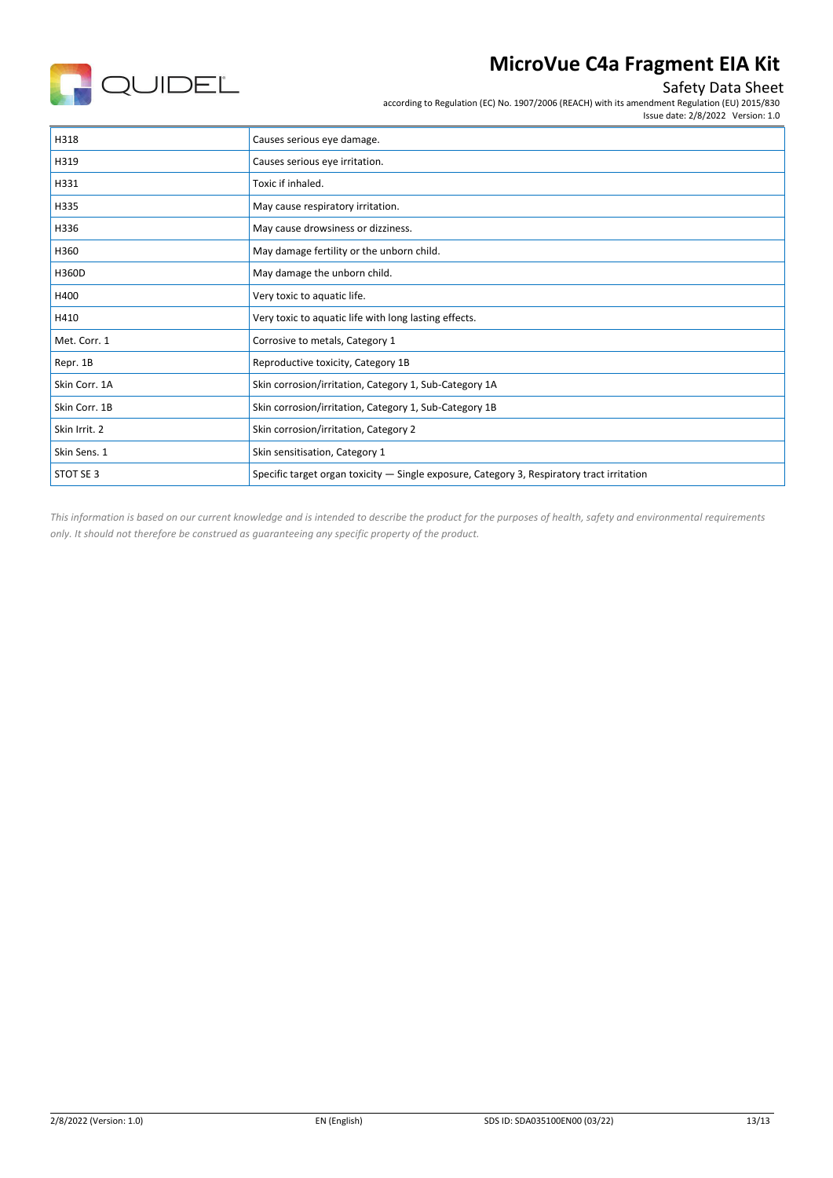| | |
|---|---|
| H318 | Causes serious eye damage. |
| H319 | Causes serious eye irritation. |
| H331 | Toxic if inhaled. |
| H335 | May cause respiratory irritation. |
| H336 | May cause drowsiness or dizziness. |
| H360 | May damage fertility or the unborn child. |
| H360D | May damage the unborn child. |
| H400 | Very toxic to aquatic life. |
| H410 | Very toxic to aquatic life with long lasting effects. |
| Met. Corr. 1 | Corrosive to metals, Category 1 |
| Repr. 1B | Reproductive toxicity, Category 1B |
| Skin Corr. 1A | Skin corrosion/irritation, Category 1, Sub-Category 1A |
| Skin Corr. 1B | Skin corrosion/irritation, Category 1, Sub-Category 1B |
| Skin Irrit. 2 | Skin corrosion/irritation, Category 2 |
| Skin Sens. 1 | Skin sensitisation, Category 1 |
| STOT SE 3 | Specific target organ toxicity — Single exposure, Category 3, Respiratory tract irritation |

*This information is based on our current knowledge and is intended to describe the product for the purposes of health, safety and environmental requirements only. It should not therefore be construed as guaranteeing any specific property of the product.*